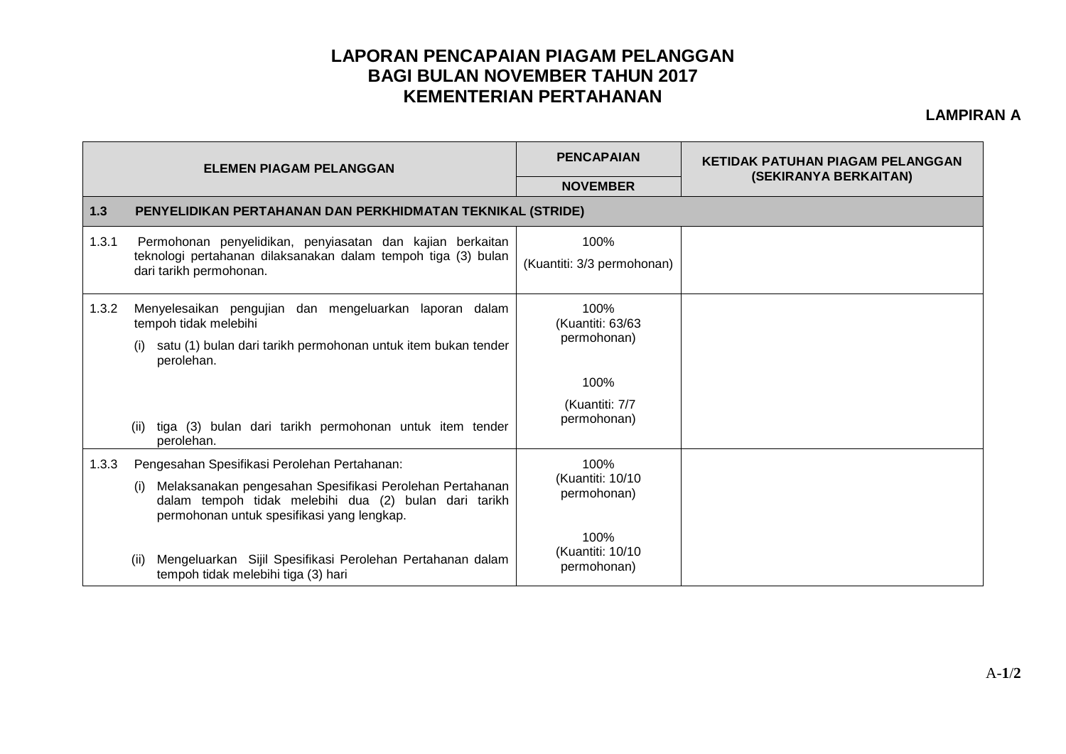# LAPORAN PENCAPAIAN PIAGAM PELANGGAN
# BAGI BULAN NOVEMBER TAHUN 2017
# KEMENTERIAN PERTAHANAN

**LAMPIRAN A**

| ELEMEN PIAGAM PELANGGAN | PENCAPAIAN | KETIDAK PATUHAN PIAGAM PELANGGAN (SEKIRANYA BERKAITAN) |
|---|---|---|
| | NOVEMBER | |
| **1.3 PENYELIDIKAN PERTAHANAN DAN PERKHIDMATAN TEKNIKAL (STRIDE)** | | |
| 1.3.1 Permohonan penyelidikan, penyiasatan dan kajian berkaitan teknologi pertahanan dilaksanakan dalam tempoh tiga (3) bulan dari tarikh permohonan. | 100% (Kuantiti: 3/3 permohonan) | |
| 1.3.2 Menyelesaikan pengujian dan mengeluarkan laporan dalam tempoh tidak melebihi (i) satu (1) bulan dari tarikh permohonan untuk item bukan tender perolehan. | 100% (Kuantiti: 63/63 permohonan) | |
| (ii) tiga (3) bulan dari tarikh permohonan untuk item tender perolehan. | 100% (Kuantiti: 7/7 permohonan) | |
| 1.3.3 Pengesahan Spesifikasi Perolehan Pertahanan: (i) Melaksanakan pengesahan Spesifikasi Perolehan Pertahanan dalam tempoh tidak melebihi dua (2) bulan dari tarikh permohonan untuk spesifikasi yang lengkap. | 100% (Kuantiti: 10/10 permohonan) | |
| (ii) Mengeluarkan Sijil Spesifikasi Perolehan Pertahanan dalam tempoh tidak melebihi tiga (3) hari | 100% (Kuantiti: 10/10 permohonan) | |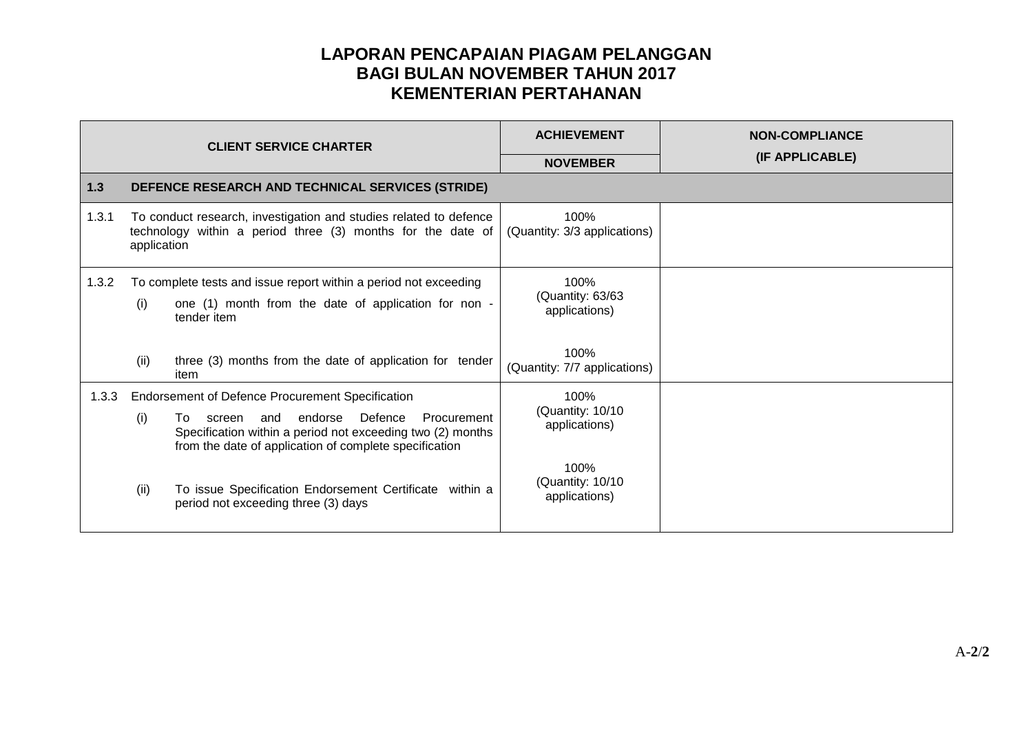# LAPORAN PENCAPAIAN PIAGAM PELANGGAN
# BAGI BULAN NOVEMBER TAHUN 2017
# KEMENTERIAN PERTAHANAN

| CLIENT SERVICE CHARTER | ACHIEVEMENT | NON-COMPLIANCE (IF APPLICABLE) |
|---|---|---|
| | NOVEMBER | |
| **1.3 DEFENCE RESEARCH AND TECHNICAL SERVICES (STRIDE)** | | |
| 1.3.1 To conduct research, investigation and studies related to defence technology within a period three (3) months for the date of application | 100% (Quantity: 3/3 applications) | |
| 1.3.2 To complete tests and issue report within a period not exceeding | | |
| (i) one (1) month from the date of application for non - tender item | 100% (Quantity: 63/63 applications) | |
| (ii) three (3) months from the date of application for tender item | 100% (Quantity: 7/7 applications) | |
| 1.3.3 Endorsement of Defence Procurement Specification | | |
| (i) To screen and endorse Defence Procurement Specification within a period not exceeding two (2) months from the date of application of complete specification | 100% (Quantity: 10/10 applications) | |
| (ii) To issue Specification Endorsement Certificate within a period not exceeding three (3) days | 100% (Quantity: 10/10 applications) | |